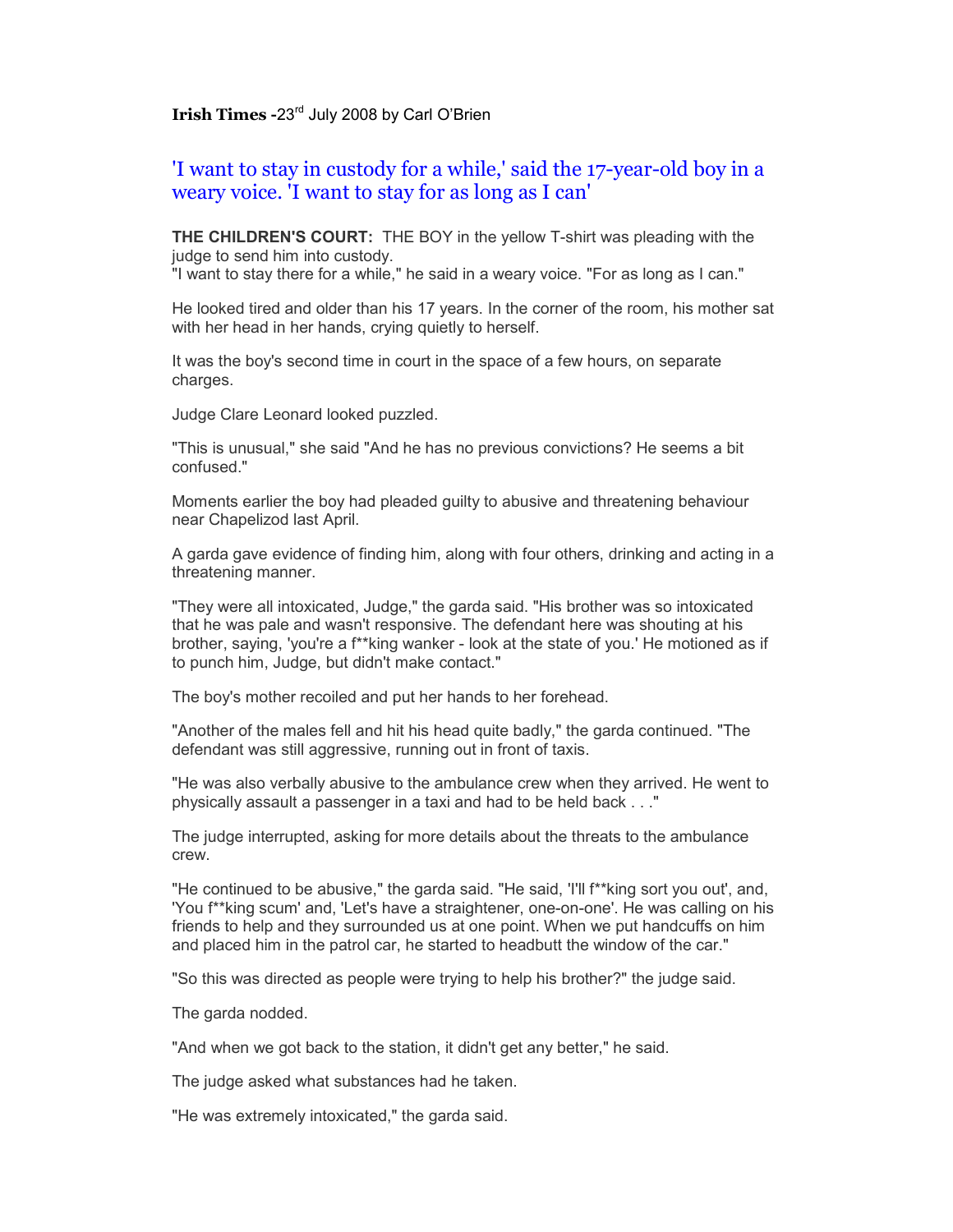**Irish Times -**23rd July 2008 by Carl O'Brien

## 'I want to stay in custody for a while,' said the 17-year-old boy in a weary voice. 'I want to stay for as long as I can'

**THE CHILDREN'S COURT:** THE BOY in the yellow T-shirt was pleading with the judge to send him into custody.
"I want to stay there for a while," he said in a weary voice. "For as long as I can."

He looked tired and older than his 17 years. In the corner of the room, his mother sat with her head in her hands, crying quietly to herself.

It was the boy's second time in court in the space of a few hours, on separate charges.

Judge Clare Leonard looked puzzled.

"This is unusual," she said "And he has no previous convictions? He seems a bit confused."

Moments earlier the boy had pleaded guilty to abusive and threatening behaviour near Chapelizod last April.

A garda gave evidence of finding him, along with four others, drinking and acting in a threatening manner.

"They were all intoxicated, Judge," the garda said. "His brother was so intoxicated that he was pale and wasn't responsive. The defendant here was shouting at his brother, saying, 'you're a f**king wanker - look at the state of you.' He motioned as if to punch him, Judge, but didn't make contact."

The boy's mother recoiled and put her hands to her forehead.

"Another of the males fell and hit his head quite badly," the garda continued. "The defendant was still aggressive, running out in front of taxis.

"He was also verbally abusive to the ambulance crew when they arrived. He went to physically assault a passenger in a taxi and had to be held back . . ."

The judge interrupted, asking for more details about the threats to the ambulance crew.

"He continued to be abusive," the garda said. "He said, 'I'll f**king sort you out', and, 'You f**king scum' and, 'Let's have a straightener, one-on-one'. He was calling on his friends to help and they surrounded us at one point. When we put handcuffs on him and placed him in the patrol car, he started to headbutt the window of the car."

"So this was directed as people were trying to help his brother?" the judge said.

The garda nodded.

"And when we got back to the station, it didn't get any better," he said.

The judge asked what substances had he taken.

"He was extremely intoxicated," the garda said.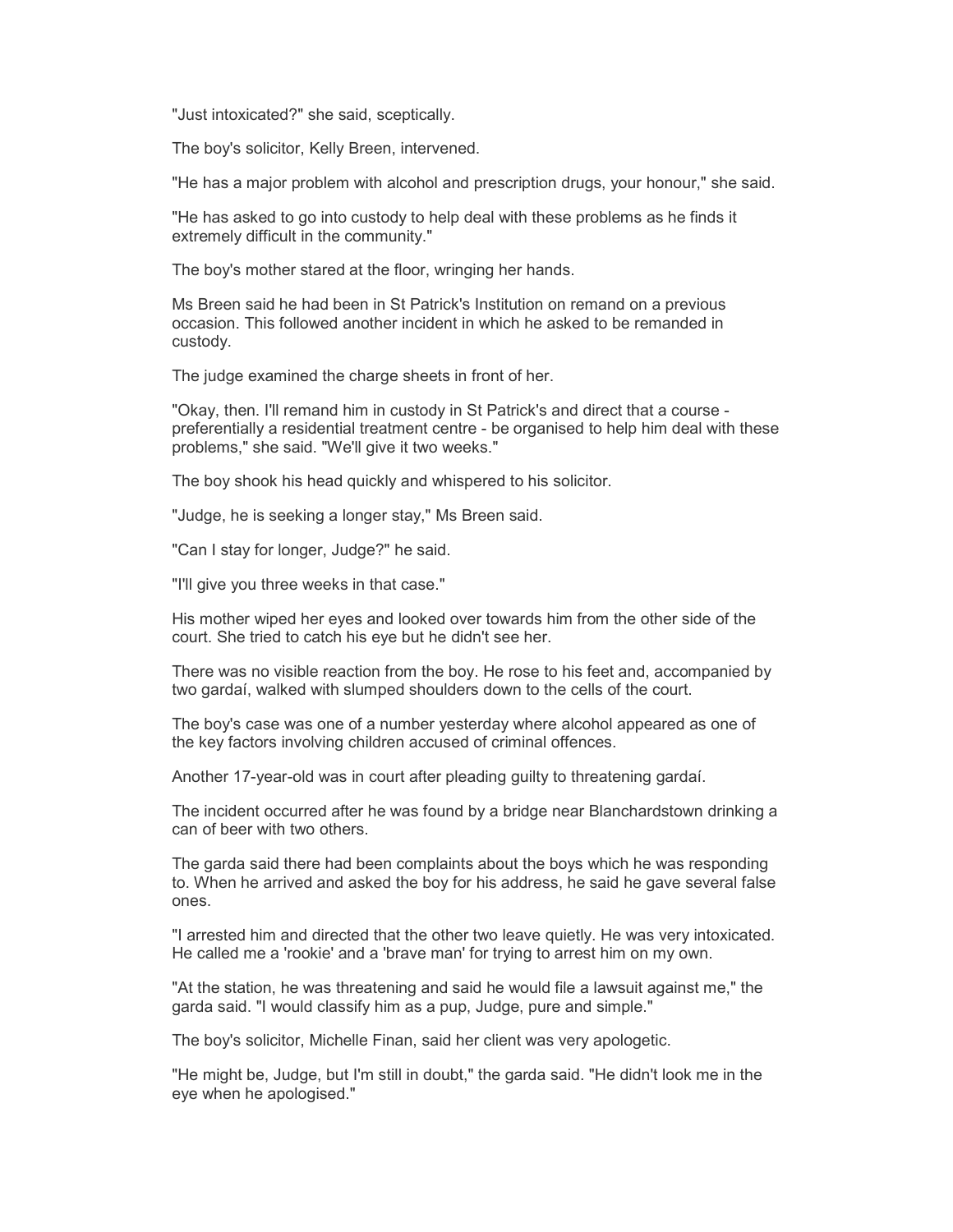"Just intoxicated?" she said, sceptically.

The boy's solicitor, Kelly Breen, intervened.

"He has a major problem with alcohol and prescription drugs, your honour," she said.

"He has asked to go into custody to help deal with these problems as he finds it extremely difficult in the community."

The boy's mother stared at the floor, wringing her hands.

Ms Breen said he had been in St Patrick's Institution on remand on a previous occasion. This followed another incident in which he asked to be remanded in custody.

The judge examined the charge sheets in front of her.

"Okay, then. I'll remand him in custody in St Patrick's and direct that a course - preferentially a residential treatment centre - be organised to help him deal with these problems," she said. "We'll give it two weeks."

The boy shook his head quickly and whispered to his solicitor.

"Judge, he is seeking a longer stay," Ms Breen said.

"Can I stay for longer, Judge?" he said.

"I'll give you three weeks in that case."

His mother wiped her eyes and looked over towards him from the other side of the court. She tried to catch his eye but he didn't see her.

There was no visible reaction from the boy. He rose to his feet and, accompanied by two gardaí, walked with slumped shoulders down to the cells of the court.

The boy's case was one of a number yesterday where alcohol appeared as one of the key factors involving children accused of criminal offences.

Another 17-year-old was in court after pleading guilty to threatening gardaí.

The incident occurred after he was found by a bridge near Blanchardstown drinking a can of beer with two others.

The garda said there had been complaints about the boys which he was responding to. When he arrived and asked the boy for his address, he said he gave several false ones.

"I arrested him and directed that the other two leave quietly. He was very intoxicated. He called me a 'rookie' and a 'brave man' for trying to arrest him on my own.

"At the station, he was threatening and said he would file a lawsuit against me," the garda said. "I would classify him as a pup, Judge, pure and simple."

The boy's solicitor, Michelle Finan, said her client was very apologetic.

"He might be, Judge, but I'm still in doubt," the garda said. "He didn't look me in the eye when he apologised."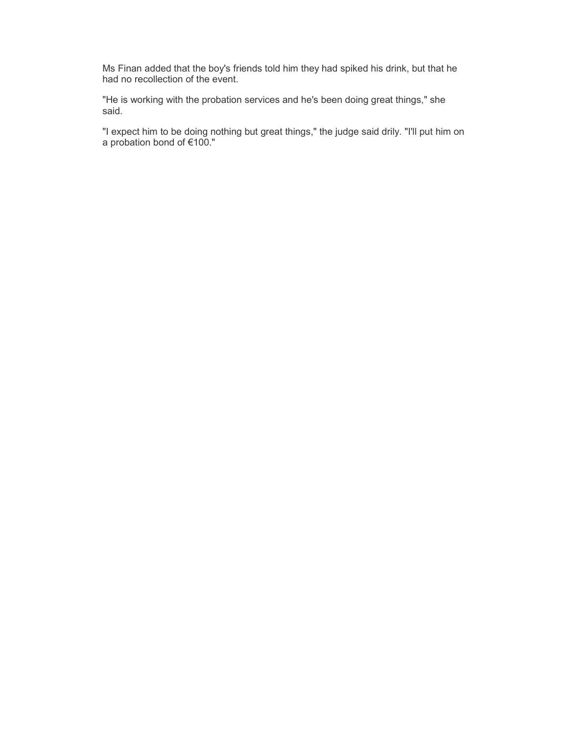Ms Finan added that the boy's friends told him they had spiked his drink, but that he had no recollection of the event.

"He is working with the probation services and he's been doing great things," she said.

"I expect him to be doing nothing but great things," the judge said drily. "I'll put him on a probation bond of €100."